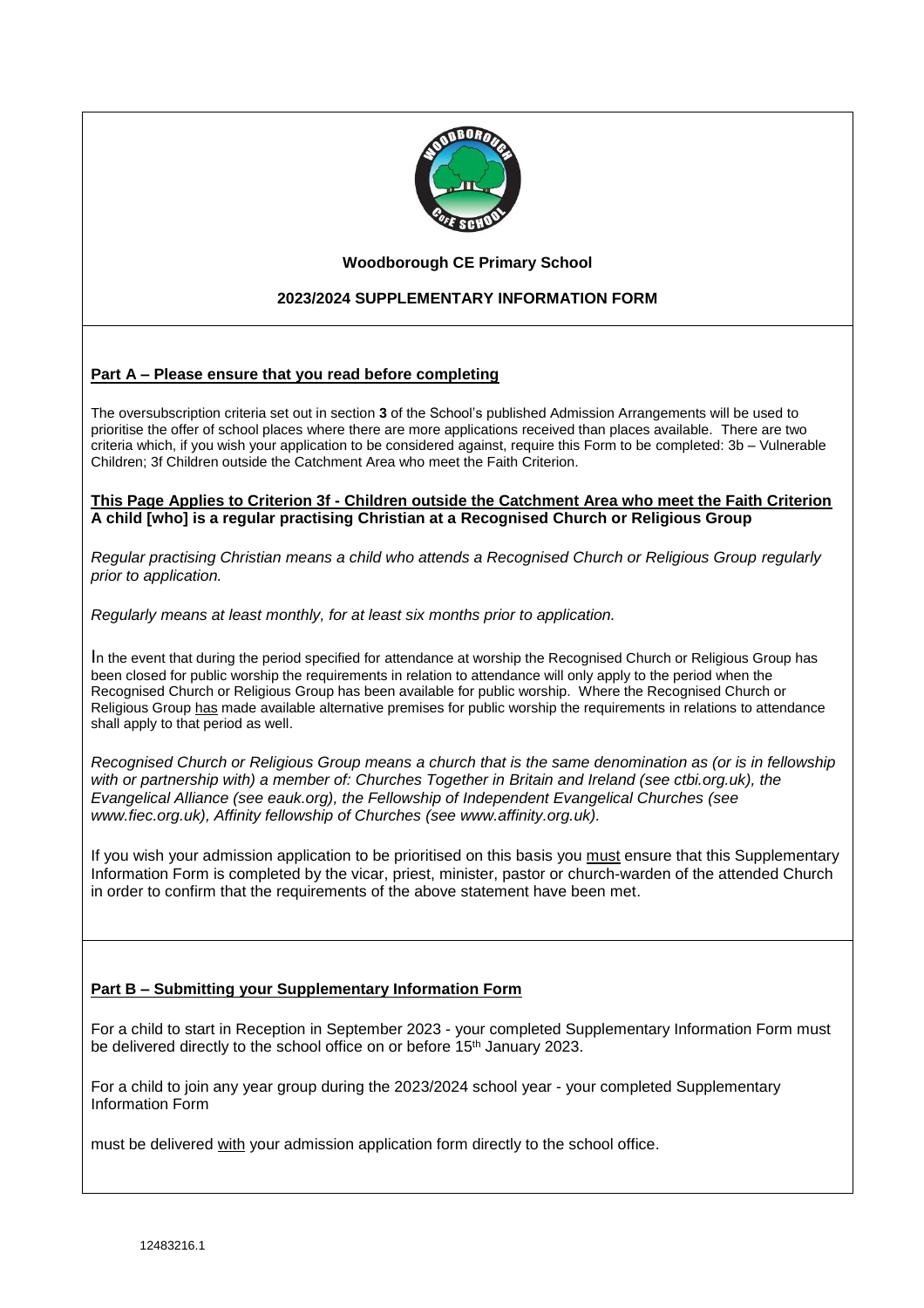**Woodborough CE Primary School**

**2023/2024 SUPPLEMENTARY INFORMATION FORM**

## Part A – Please ensure that you read before completing

The oversubscription criteria set out in section **3** of the School's published Admission Arrangements will be used to prioritise the offer of school places where there are more applications received than places available. There are two criteria which, if you wish your application to be considered against, require this Form to be completed: 3b – Vulnerable Children; 3f Children outside the Catchment Area who meet the Faith Criterion.

**This Page Applies to Criterion 3f - Children outside the Catchment Area who meet the Faith Criterion**
**A child [who] is a regular practising Christian at a Recognised Church or Religious Group**

*Regular practising Christian means a child who attends a Recognised Church or Religious Group regularly prior to application.*

*Regularly means at least monthly, for at least six months prior to application.*

In the event that during the period specified for attendance at worship the Recognised Church or Religious Group has been closed for public worship the requirements in relation to attendance will only apply to the period when the Recognised Church or Religious Group has been available for public worship. Where the Recognised Church or Religious Group has made available alternative premises for public worship the requirements in relations to attendance shall apply to that period as well.

*Recognised Church or Religious Group means a church that is the same denomination as (or is in fellowship with or partnership with) a member of: Churches Together in Britain and Ireland (see ctbi.org.uk), the Evangelical Alliance (see eauk.org), the Fellowship of Independent Evangelical Churches (see www.fiec.org.uk), Affinity fellowship of Churches (see www.affinity.org.uk).*

If you wish your admission application to be prioritised on this basis you must ensure that this Supplementary Information Form is completed by the vicar, priest, minister, pastor or church-warden of the attended Church in order to confirm that the requirements of the above statement have been met.

## Part B – Submitting your Supplementary Information Form

For a child to start in Reception in September 2023 - your completed Supplementary Information Form must be delivered directly to the school office on or before 15th January 2023.

For a child to join any year group during the 2023/2024 school year - your completed Supplementary Information Form

must be delivered with your admission application form directly to the school office.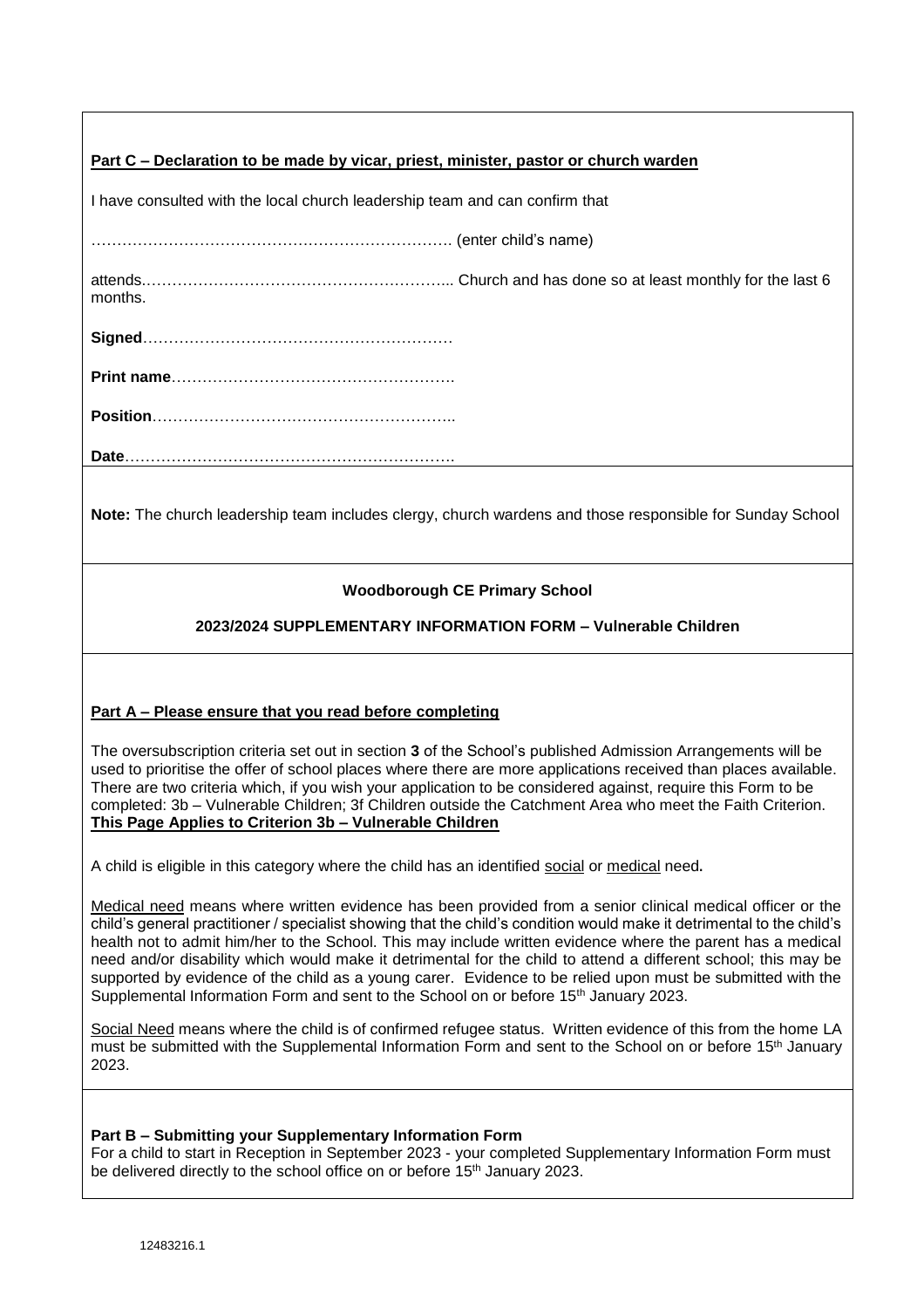**Part C – Declaration to be made by vicar, priest, minister, pastor or church warden**

I have consulted with the local church leadership team and can confirm that

……………………………………………………………. (enter child's name)

attends…………………………………………………... Church and has done so at least monthly for the last 6 months.

**Signed**……………………………………………………

**Print name**……………………………………………….

**Position**…………………………………………………..

**Date**……………………………………………………….

**Note:** The church leadership team includes clergy, church wardens and those responsible for Sunday School

**Woodborough CE Primary School**

**2023/2024 SUPPLEMENTARY INFORMATION FORM – Vulnerable Children**

**Part A – Please ensure that you read before completing**

The oversubscription criteria set out in section **3** of the School's published Admission Arrangements will be used to prioritise the offer of school places where there are more applications received than places available. There are two criteria which, if you wish your application to be considered against, require this Form to be completed: 3b – Vulnerable Children; 3f Children outside the Catchment Area who meet the Faith Criterion.
**This Page Applies to Criterion 3b – Vulnerable Children**

A child is eligible in this category where the child has an identified social or medical need**.**

Medical need means where written evidence has been provided from a senior clinical medical officer or the child's general practitioner / specialist showing that the child's condition would make it detrimental to the child's health not to admit him/her to the School. This may include written evidence where the parent has a medical need and/or disability which would make it detrimental for the child to attend a different school; this may be supported by evidence of the child as a young carer. Evidence to be relied upon must be submitted with the Supplemental Information Form and sent to the School on or before 15th January 2023.

Social Need means where the child is of confirmed refugee status. Written evidence of this from the home LA must be submitted with the Supplemental Information Form and sent to the School on or before 15th January 2023.

**Part B – Submitting your Supplementary Information Form**
For a child to start in Reception in September 2023 - your completed Supplementary Information Form must be delivered directly to the school office on or before 15th January 2023.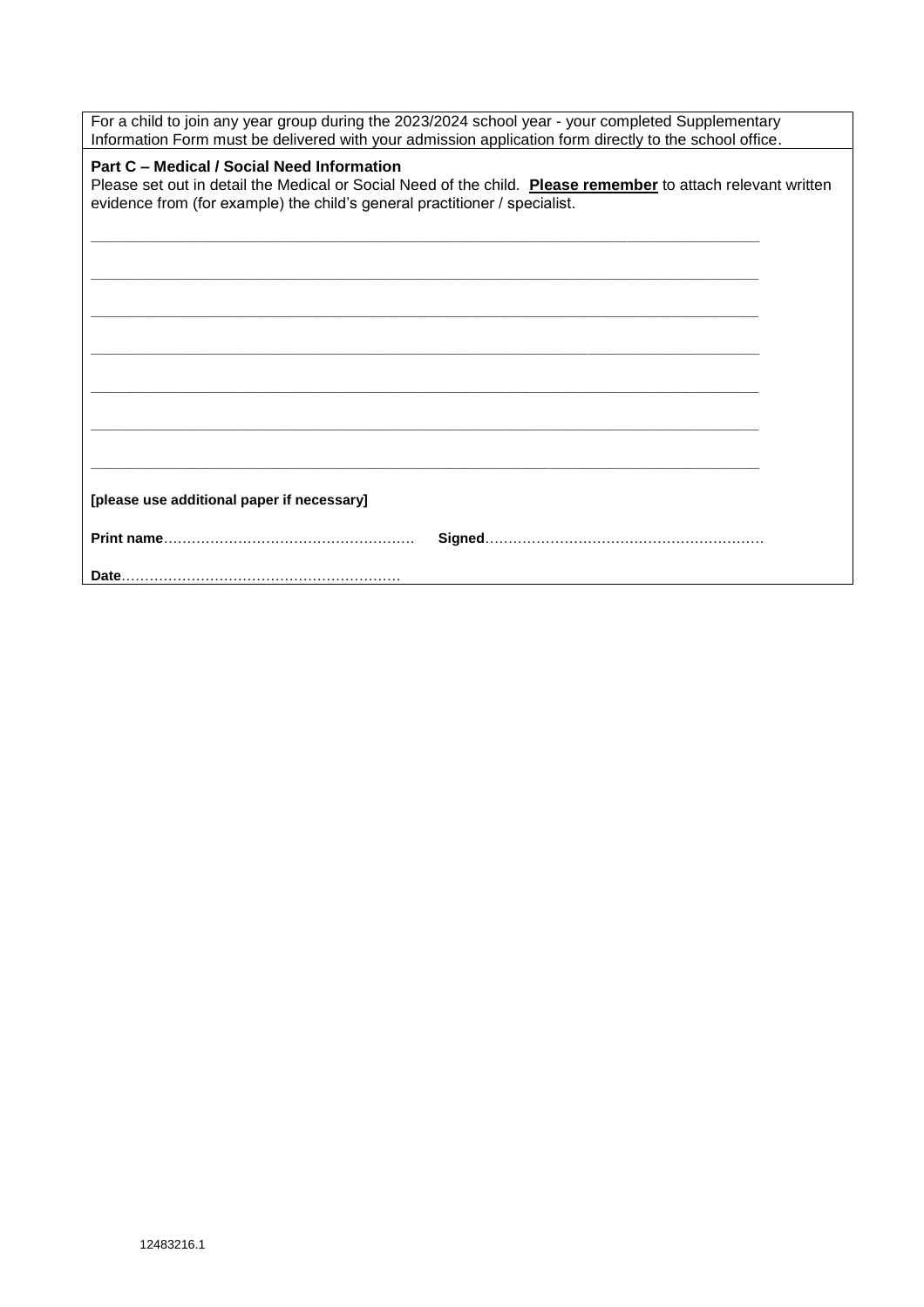For a child to join any year group during the 2023/2024 school year - your completed Supplementary Information Form must be delivered with your admission application form directly to the school office.

**Part C – Medical / Social Need Information**

Please set out in detail the Medical or Social Need of the child. **<u>Please remember</u>** to attach relevant written evidence from (for example) the child's general practitioner / specialist.

\_\_\_\_\_\_\_\_\_\_\_\_\_\_\_\_\_\_\_\_\_\_\_\_\_\_\_\_\_\_\_\_\_\_\_\_\_\_\_\_\_\_\_\_\_\_\_\_\_\_\_\_\_\_\_\_\_\_\_\_\_\_\_\_\_\_\_\_\_\_\_\_\_\_

\_\_\_\_\_\_\_\_\_\_\_\_\_\_\_\_\_\_\_\_\_\_\_\_\_\_\_\_\_\_\_\_\_\_\_\_\_\_\_\_\_\_\_\_\_\_\_\_\_\_\_\_\_\_\_\_\_\_\_\_\_\_\_\_\_\_\_\_\_\_\_\_\_\_

\_\_\_\_\_\_\_\_\_\_\_\_\_\_\_\_\_\_\_\_\_\_\_\_\_\_\_\_\_\_\_\_\_\_\_\_\_\_\_\_\_\_\_\_\_\_\_\_\_\_\_\_\_\_\_\_\_\_\_\_\_\_\_\_\_\_\_\_\_\_\_\_\_\_

\_\_\_\_\_\_\_\_\_\_\_\_\_\_\_\_\_\_\_\_\_\_\_\_\_\_\_\_\_\_\_\_\_\_\_\_\_\_\_\_\_\_\_\_\_\_\_\_\_\_\_\_\_\_\_\_\_\_\_\_\_\_\_\_\_\_\_\_\_\_\_\_\_\_

\_\_\_\_\_\_\_\_\_\_\_\_\_\_\_\_\_\_\_\_\_\_\_\_\_\_\_\_\_\_\_\_\_\_\_\_\_\_\_\_\_\_\_\_\_\_\_\_\_\_\_\_\_\_\_\_\_\_\_\_\_\_\_\_\_\_\_\_\_\_\_\_\_\_

\_\_\_\_\_\_\_\_\_\_\_\_\_\_\_\_\_\_\_\_\_\_\_\_\_\_\_\_\_\_\_\_\_\_\_\_\_\_\_\_\_\_\_\_\_\_\_\_\_\_\_\_\_\_\_\_\_\_\_\_\_\_\_\_\_\_\_\_\_\_\_\_\_\_

\_\_\_\_\_\_\_\_\_\_\_\_\_\_\_\_\_\_\_\_\_\_\_\_\_\_\_\_\_\_\_\_\_\_\_\_\_\_\_\_\_\_\_\_\_\_\_\_\_\_\_\_\_\_\_\_\_\_\_\_\_\_\_\_\_\_\_\_\_\_\_\_\_\_

**[please use additional paper if necessary]**

**Print name**……………………………………………… **Signed**……………………………………………………

**Date**……………………………………………………

12483216.1